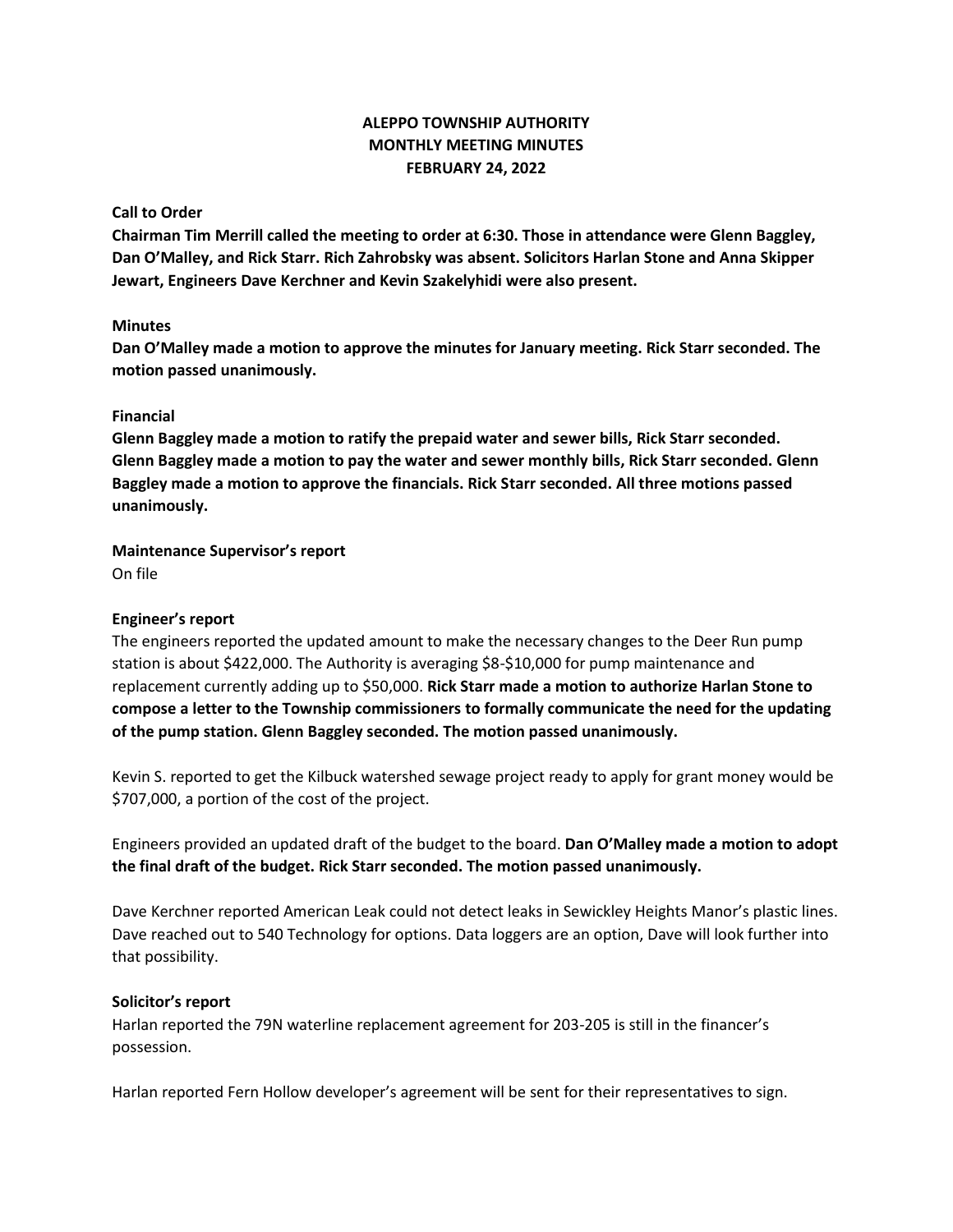# ALEPPO TOWNSHIP AUTHORITY
## MONTHLY MEETING MINUTES
## FEBRUARY 24, 2022

**Call to Order**

**Chairman Tim Merrill called the meeting to order at 6:30. Those in attendance were Glenn Baggley, Dan O'Malley, and Rick Starr. Rich Zahrobsky was absent. Solicitors Harlan Stone and Anna Skipper Jewart, Engineers Dave Kerchner and Kevin Szakelyhidi were also present.**

**Minutes**

**Dan O'Malley made a motion to approve the minutes for January meeting. Rick Starr seconded. The motion passed unanimously.**

**Financial**

**Glenn Baggley made a motion to ratify the prepaid water and sewer bills, Rick Starr seconded. Glenn Baggley made a motion to pay the water and sewer monthly bills, Rick Starr seconded. Glenn Baggley made a motion to approve the financials. Rick Starr seconded. All three motions passed unanimously.**

**Maintenance Supervisor's report**

On file

**Engineer's report**

The engineers reported the updated amount to make the necessary changes to the Deer Run pump station is about $422,000. The Authority is averaging $8-$10,000 for pump maintenance and replacement currently adding up to $50,000. **Rick Starr made a motion to authorize Harlan Stone to compose a letter to the Township commissioners to formally communicate the need for the updating of the pump station. Glenn Baggley seconded. The motion passed unanimously.**

Kevin S. reported to get the Kilbuck watershed sewage project ready to apply for grant money would be $707,000, a portion of the cost of the project.

Engineers provided an updated draft of the budget to the board. **Dan O'Malley made a motion to adopt the final draft of the budget. Rick Starr seconded. The motion passed unanimously.**

Dave Kerchner reported American Leak could not detect leaks in Sewickley Heights Manor's plastic lines. Dave reached out to 540 Technology for options. Data loggers are an option, Dave will look further into that possibility.

**Solicitor's report**

Harlan reported the 79N waterline replacement agreement for 203-205 is still in the financer's possession.

Harlan reported Fern Hollow developer's agreement will be sent for their representatives to sign.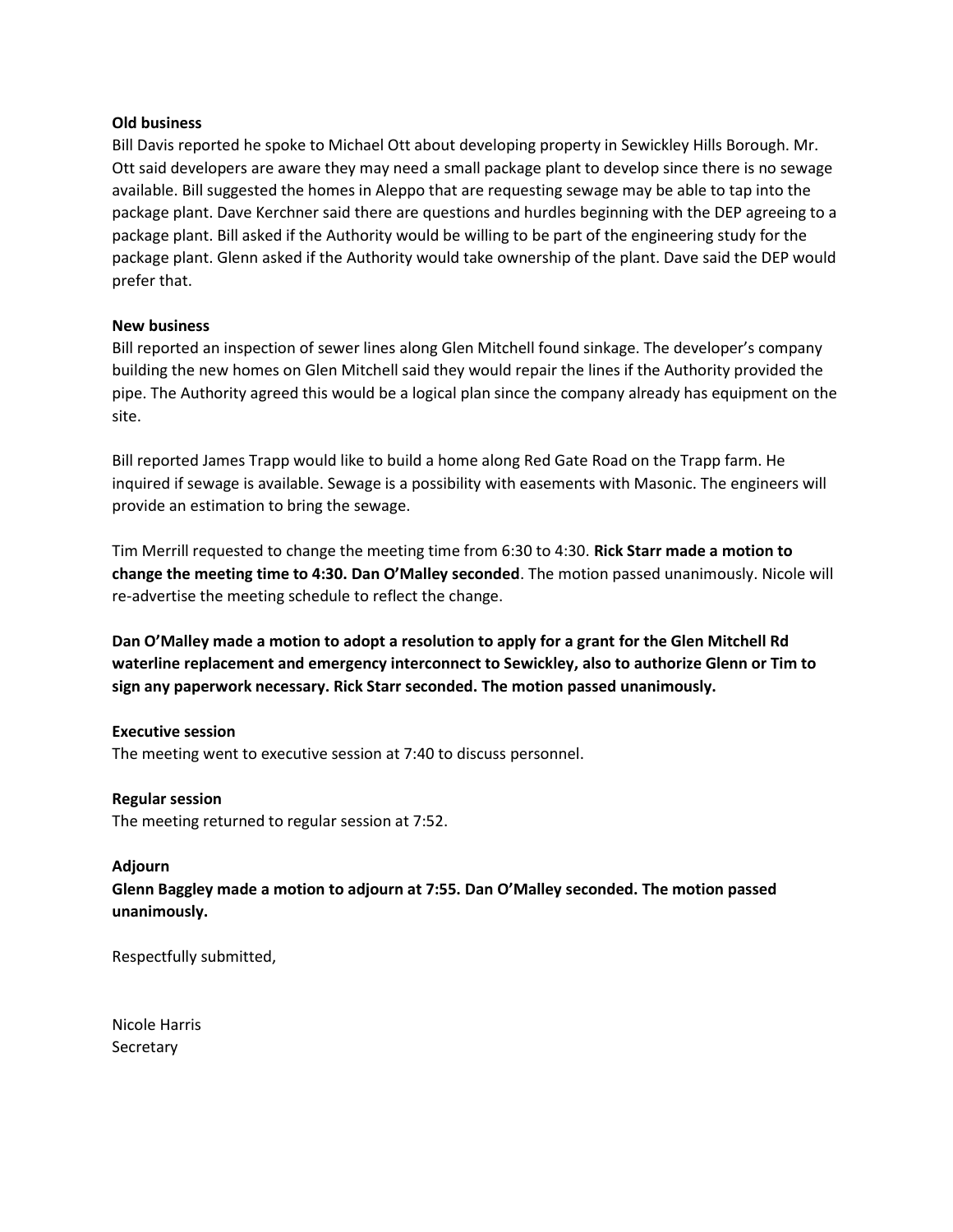**Old business**

Bill Davis reported he spoke to Michael Ott about developing property in Sewickley Hills Borough. Mr. Ott said developers are aware they may need a small package plant to develop since there is no sewage available. Bill suggested the homes in Aleppo that are requesting sewage may be able to tap into the package plant. Dave Kerchner said there are questions and hurdles beginning with the DEP agreeing to a package plant. Bill asked if the Authority would be willing to be part of the engineering study for the package plant. Glenn asked if the Authority would take ownership of the plant. Dave said the DEP would prefer that.

**New business**

Bill reported an inspection of sewer lines along Glen Mitchell found sinkage. The developer's company building the new homes on Glen Mitchell said they would repair the lines if the Authority provided the pipe. The Authority agreed this would be a logical plan since the company already has equipment on the site.

Bill reported James Trapp would like to build a home along Red Gate Road on the Trapp farm. He inquired if sewage is available. Sewage is a possibility with easements with Masonic. The engineers will provide an estimation to bring the sewage.

Tim Merrill requested to change the meeting time from 6:30 to 4:30. **Rick Starr made a motion to change the meeting time to 4:30. Dan O'Malley seconded**. The motion passed unanimously. Nicole will re-advertise the meeting schedule to reflect the change.

**Dan O'Malley made a motion to adopt a resolution to apply for a grant for the Glen Mitchell Rd waterline replacement and emergency interconnect to Sewickley, also to authorize Glenn or Tim to sign any paperwork necessary. Rick Starr seconded. The motion passed unanimously.**

**Executive session**

The meeting went to executive session at 7:40 to discuss personnel.

**Regular session**

The meeting returned to regular session at 7:52.

**Adjourn**

**Glenn Baggley made a motion to adjourn at 7:55. Dan O'Malley seconded. The motion passed unanimously.**

Respectfully submitted,

Nicole Harris
Secretary